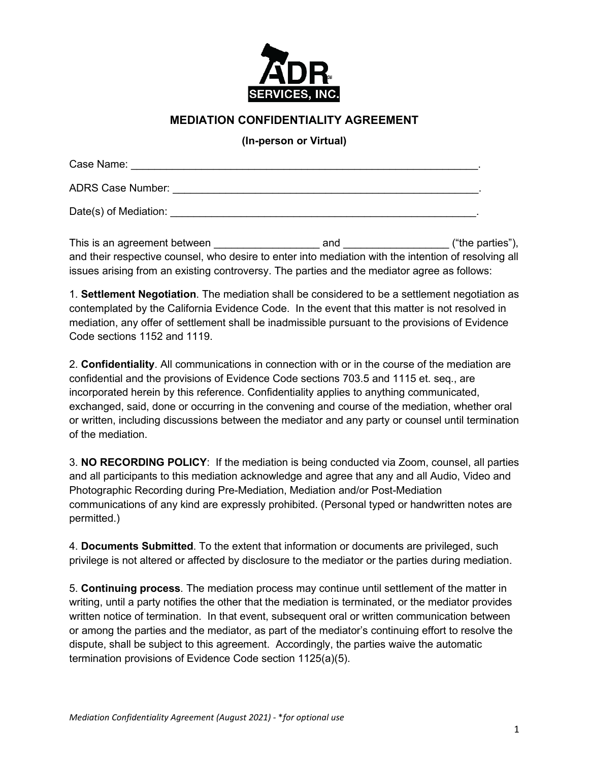# MEDIATION CONFIDENTIALITY AGREEMENT

**(In-person or Virtual)**

Case Name: ____________________________________________________________.

ADRS Case Number: ______________________________________________________.

Date(s) of Mediation: _____________________________________________________.

This is an agreement between _________________ and _________________ ("the parties"), and their respective counsel, who desire to enter into mediation with the intention of resolving all issues arising from an existing controversy. The parties and the mediator agree as follows:

1. **Settlement Negotiation**. The mediation shall be considered to be a settlement negotiation as contemplated by the California Evidence Code. In the event that this matter is not resolved in mediation, any offer of settlement shall be inadmissible pursuant to the provisions of Evidence Code sections 1152 and 1119.

2. **Confidentiality**. All communications in connection with or in the course of the mediation are confidential and the provisions of Evidence Code sections 703.5 and 1115 et. seq., are incorporated herein by this reference. Confidentiality applies to anything communicated, exchanged, said, done or occurring in the convening and course of the mediation, whether oral or written, including discussions between the mediator and any party or counsel until termination of the mediation.

3. **NO RECORDING POLICY**: If the mediation is being conducted via Zoom, counsel, all parties and all participants to this mediation acknowledge and agree that any and all Audio, Video and Photographic Recording during Pre-Mediation, Mediation and/or Post-Mediation communications of any kind are expressly prohibited. (Personal typed or handwritten notes are permitted.)

4. **Documents Submitted**. To the extent that information or documents are privileged, such privilege is not altered or affected by disclosure to the mediator or the parties during mediation.

5. **Continuing process**. The mediation process may continue until settlement of the matter in writing, until a party notifies the other that the mediation is terminated, or the mediator provides written notice of termination. In that event, subsequent oral or written communication between or among the parties and the mediator, as part of the mediator's continuing effort to resolve the dispute, shall be subject to this agreement. Accordingly, the parties waive the automatic termination provisions of Evidence Code section 1125(a)(5).

*Mediation Confidentiality Agreement (August 2021) - \*for optional use*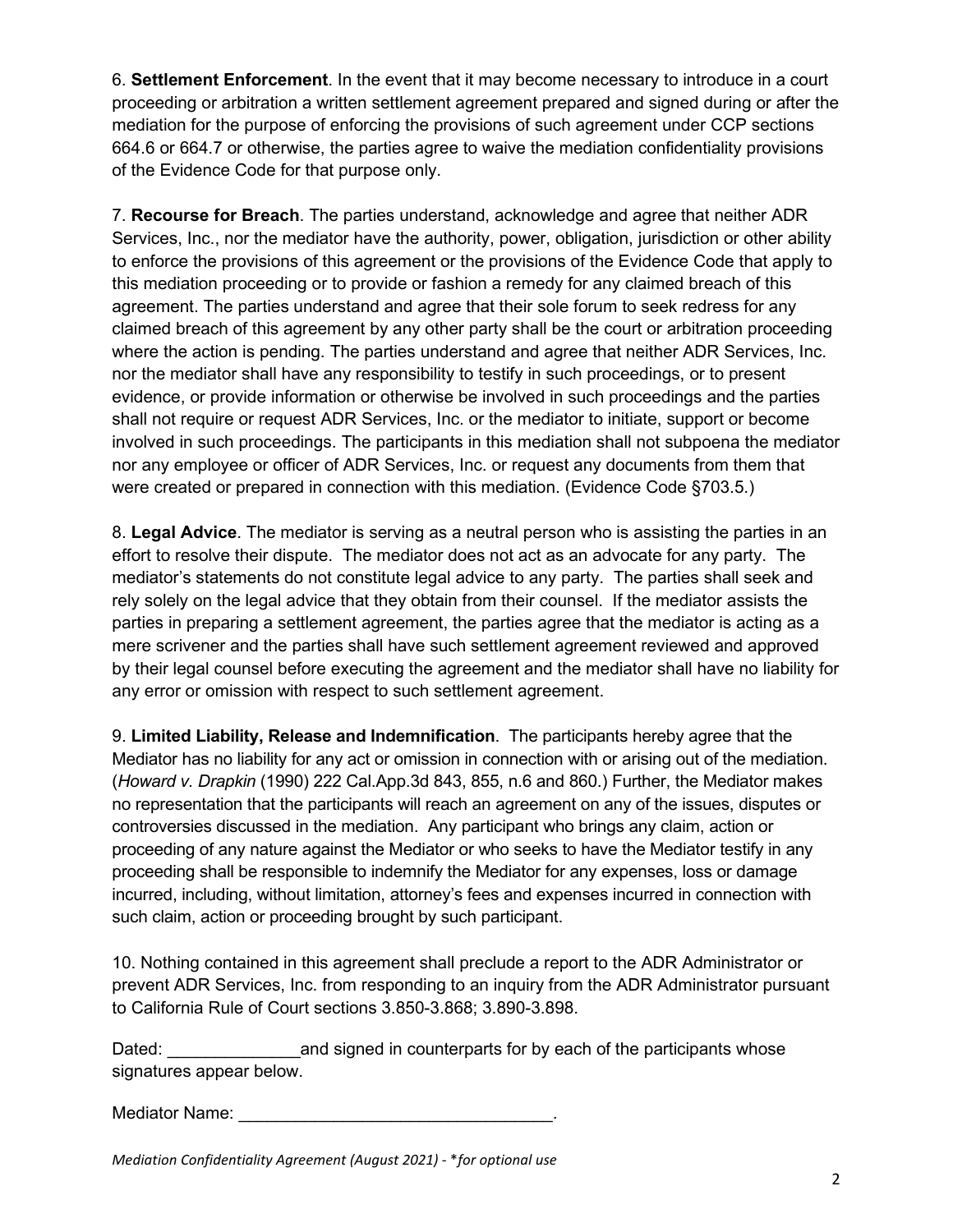6. **Settlement Enforcement**. In the event that it may become necessary to introduce in a court proceeding or arbitration a written settlement agreement prepared and signed during or after the mediation for the purpose of enforcing the provisions of such agreement under CCP sections 664.6 or 664.7 or otherwise, the parties agree to waive the mediation confidentiality provisions of the Evidence Code for that purpose only.

7. **Recourse for Breach**. The parties understand, acknowledge and agree that neither ADR Services, Inc., nor the mediator have the authority, power, obligation, jurisdiction or other ability to enforce the provisions of this agreement or the provisions of the Evidence Code that apply to this mediation proceeding or to provide or fashion a remedy for any claimed breach of this agreement. The parties understand and agree that their sole forum to seek redress for any claimed breach of this agreement by any other party shall be the court or arbitration proceeding where the action is pending. The parties understand and agree that neither ADR Services, Inc. nor the mediator shall have any responsibility to testify in such proceedings, or to present evidence, or provide information or otherwise be involved in such proceedings and the parties shall not require or request ADR Services, Inc. or the mediator to initiate, support or become involved in such proceedings. The participants in this mediation shall not subpoena the mediator nor any employee or officer of ADR Services, Inc. or request any documents from them that were created or prepared in connection with this mediation. (Evidence Code §703.5.)

8. **Legal Advice**. The mediator is serving as a neutral person who is assisting the parties in an effort to resolve their dispute. The mediator does not act as an advocate for any party. The mediator's statements do not constitute legal advice to any party. The parties shall seek and rely solely on the legal advice that they obtain from their counsel. If the mediator assists the parties in preparing a settlement agreement, the parties agree that the mediator is acting as a mere scrivener and the parties shall have such settlement agreement reviewed and approved by their legal counsel before executing the agreement and the mediator shall have no liability for any error or omission with respect to such settlement agreement.

9. **Limited Liability, Release and Indemnification**. The participants hereby agree that the Mediator has no liability for any act or omission in connection with or arising out of the mediation. (*Howard v. Drapkin* (1990) 222 Cal.App.3d 843, 855, n.6 and 860.) Further, the Mediator makes no representation that the participants will reach an agreement on any of the issues, disputes or controversies discussed in the mediation. Any participant who brings any claim, action or proceeding of any nature against the Mediator or who seeks to have the Mediator testify in any proceeding shall be responsible to indemnify the Mediator for any expenses, loss or damage incurred, including, without limitation, attorney's fees and expenses incurred in connection with such claim, action or proceeding brought by such participant.

10. Nothing contained in this agreement shall preclude a report to the ADR Administrator or prevent ADR Services, Inc. from responding to an inquiry from the ADR Administrator pursuant to California Rule of Court sections 3.850-3.868; 3.890-3.898.

Dated: ______________and signed in counterparts for by each of the participants whose signatures appear below.

Mediator Name: _________________________________.

*Mediation Confidentiality Agreement (August 2021) - *for optional use*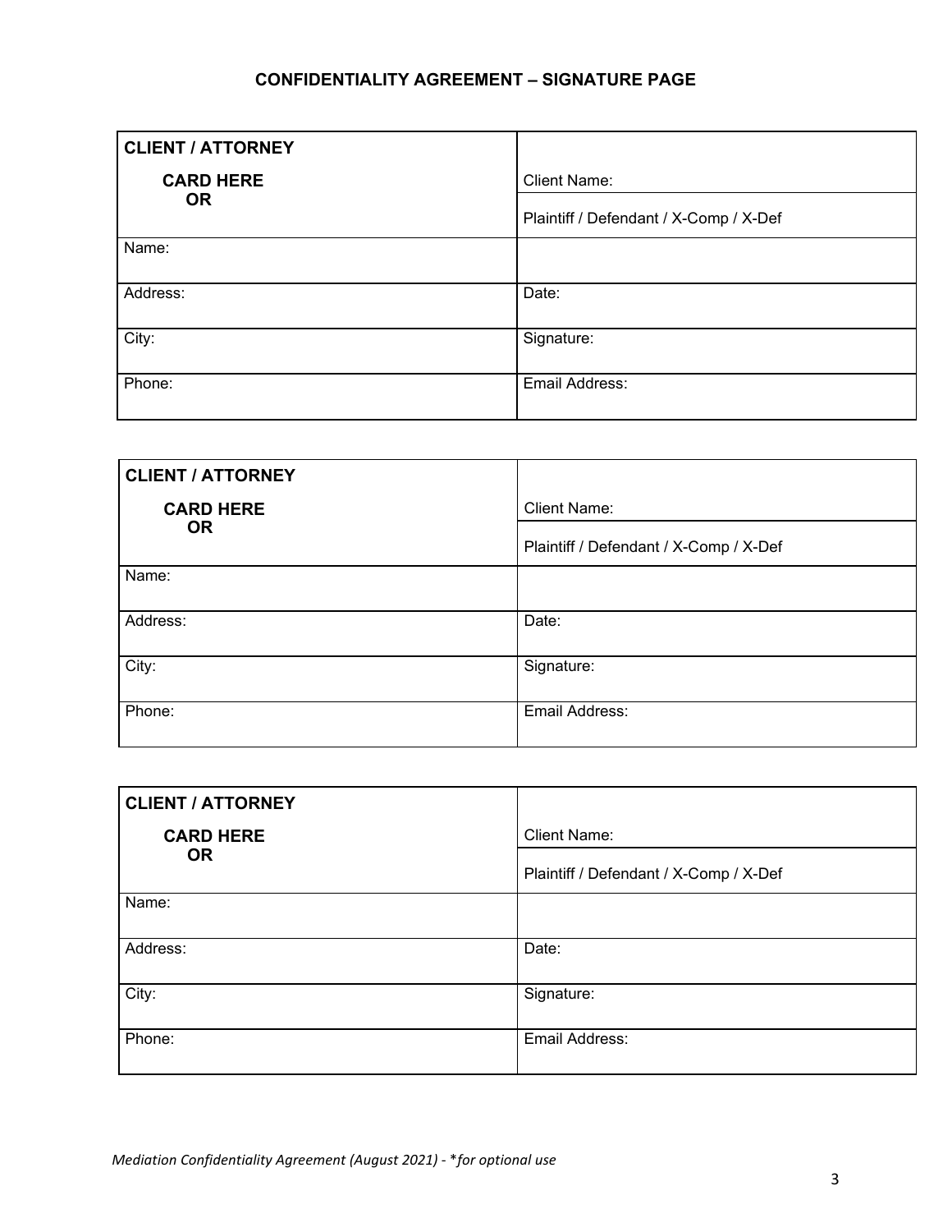### CONFIDENTIALITY AGREEMENT – SIGNATURE PAGE

| | |
|---|---|
| **CLIENT / ATTORNEY**<br>**CARD HERE**<br>**OR** | Client Name: |
| | Plaintiff / Defendant / X-Comp / X-Def |
| Name: | |
| Address: | Date: |
| City: | Signature: |
| Phone: | Email Address: |

| | |
|---|---|
| **CLIENT / ATTORNEY**<br>**CARD HERE**<br>**OR** | Client Name: |
| | Plaintiff / Defendant / X-Comp / X-Def |
| Name: | |
| Address: | Date: |
| City: | Signature: |
| Phone: | Email Address: |

| | |
|---|---|
| **CLIENT / ATTORNEY**<br>**CARD HERE**<br>**OR** | Client Name: |
| | Plaintiff / Defendant / X-Comp / X-Def |
| Name: | |
| Address: | Date: |
| City: | Signature: |
| Phone: | Email Address: |

*Mediation Confidentiality Agreement (August 2021) - *for optional use*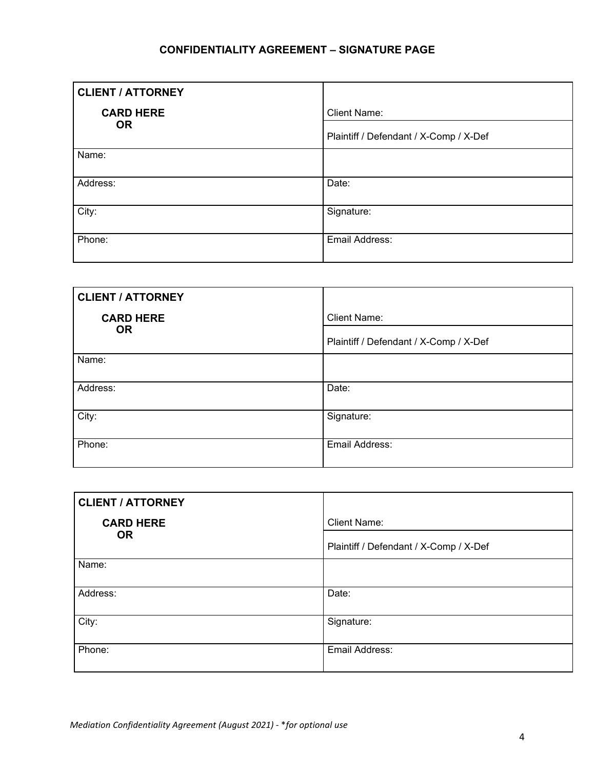### CONFIDENTIALITY AGREEMENT – SIGNATURE PAGE

| | |
|---|---|
| **CLIENT / ATTORNEY CARD HERE OR** | Client Name: |
| | Plaintiff / Defendant / X-Comp / X-Def |
| Name: | |
| Address: | Date: |
| City: | Signature: |
| Phone: | Email Address: |

| | |
|---|---|
| **CLIENT / ATTORNEY CARD HERE OR** | Client Name: |
| | Plaintiff / Defendant / X-Comp / X-Def |
| Name: | |
| Address: | Date: |
| City: | Signature: |
| Phone: | Email Address: |

| | |
|---|---|
| **CLIENT / ATTORNEY CARD HERE OR** | Client Name: |
| | Plaintiff / Defendant / X-Comp / X-Def |
| Name: | |
| Address: | Date: |
| City: | Signature: |
| Phone: | Email Address: |

*Mediation Confidentiality Agreement (August 2021) - *for optional use*